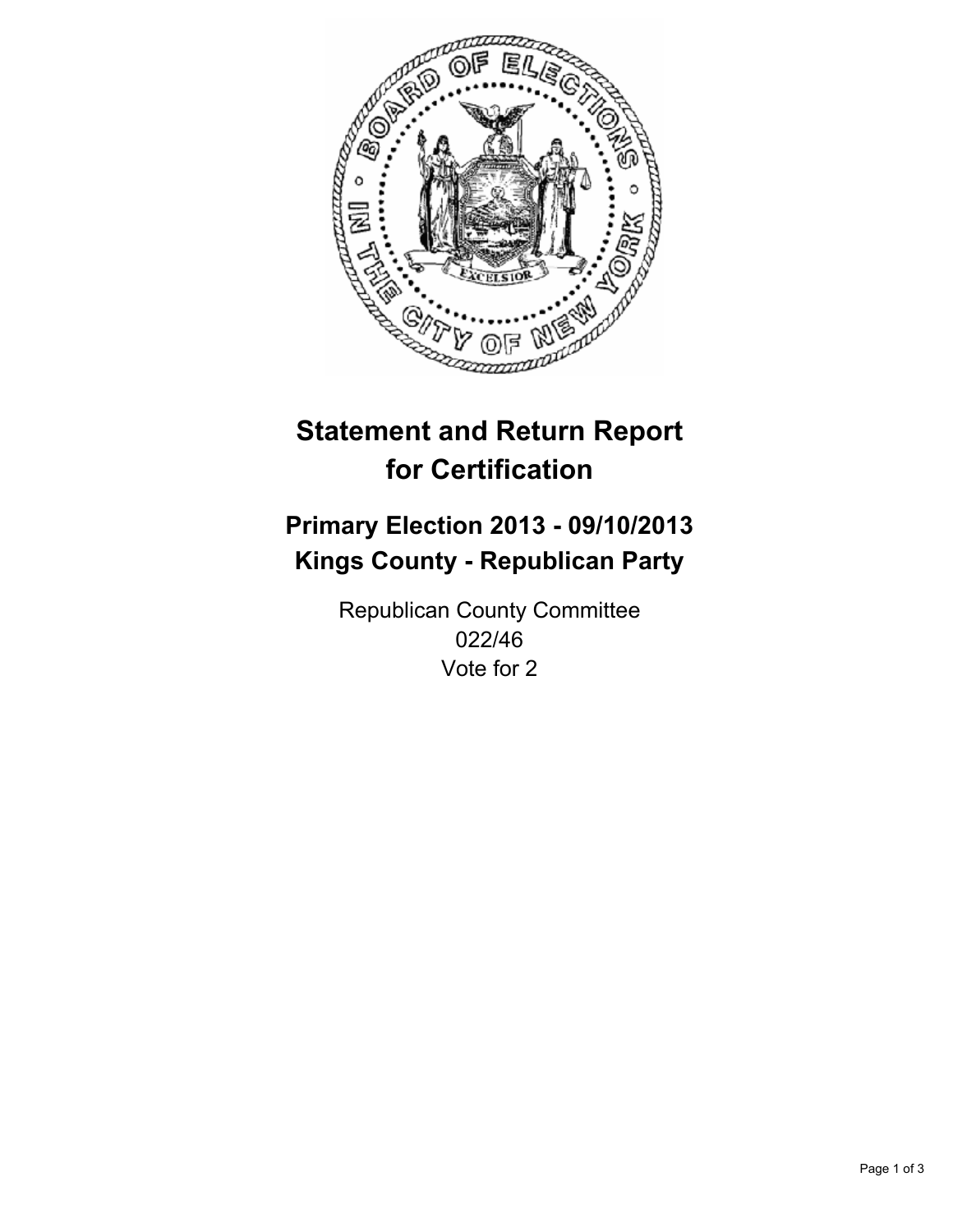# Statement and Return Report for Certification

## Primary Election 2013 - 09/10/2013
## Kings County - Republican Party

Republican County Committee
022/46
Vote for 2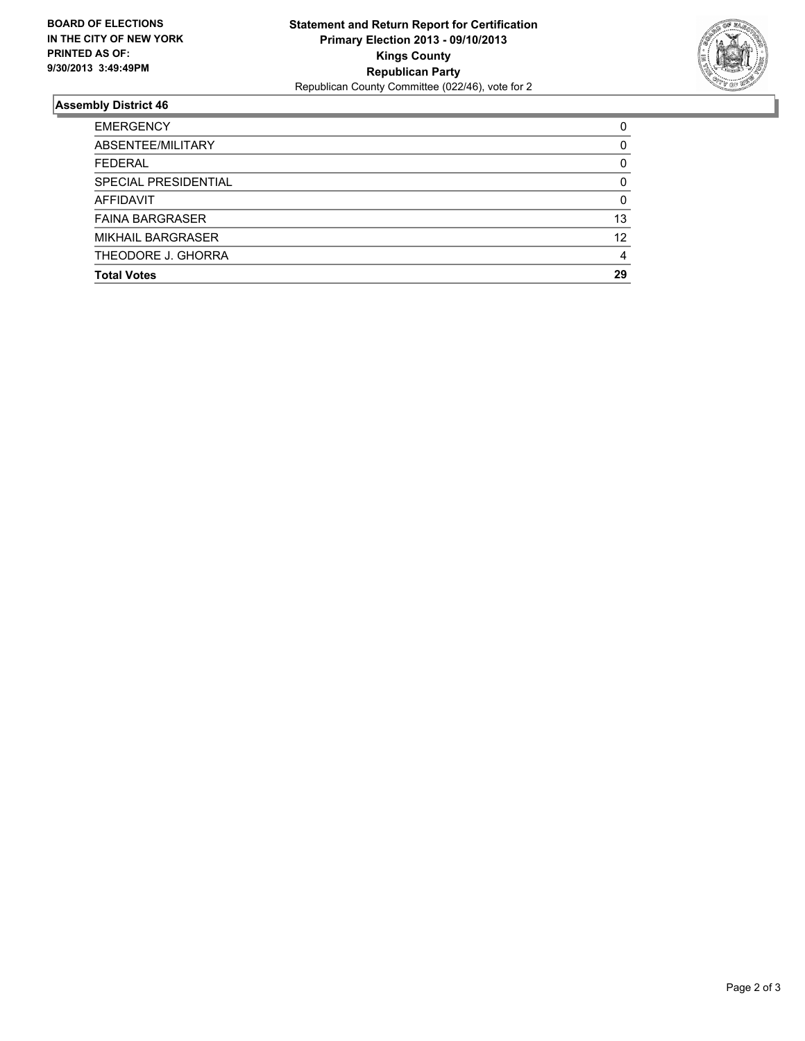**BOARD OF ELECTIONS IN THE CITY OF NEW YORK PRINTED AS OF: 9/30/2013 3:49:49PM**

**Statement and Return Report for Certification**
**Primary Election 2013 - 09/10/2013**
**Kings County**
**Republican Party**
Republican County Committee (022/46), vote for 2

## Assembly District 46

| | |
|---|---|
| EMERGENCY | 0 |
| ABSENTEE/MILITARY | 0 |
| FEDERAL | 0 |
| SPECIAL PRESIDENTIAL | 0 |
| AFFIDAVIT | 0 |
| FAINA BARGRASER | 13 |
| MIKHAIL BARGRASER | 12 |
| THEODORE J. GHORRA | 4 |
| **Total Votes** | **29** |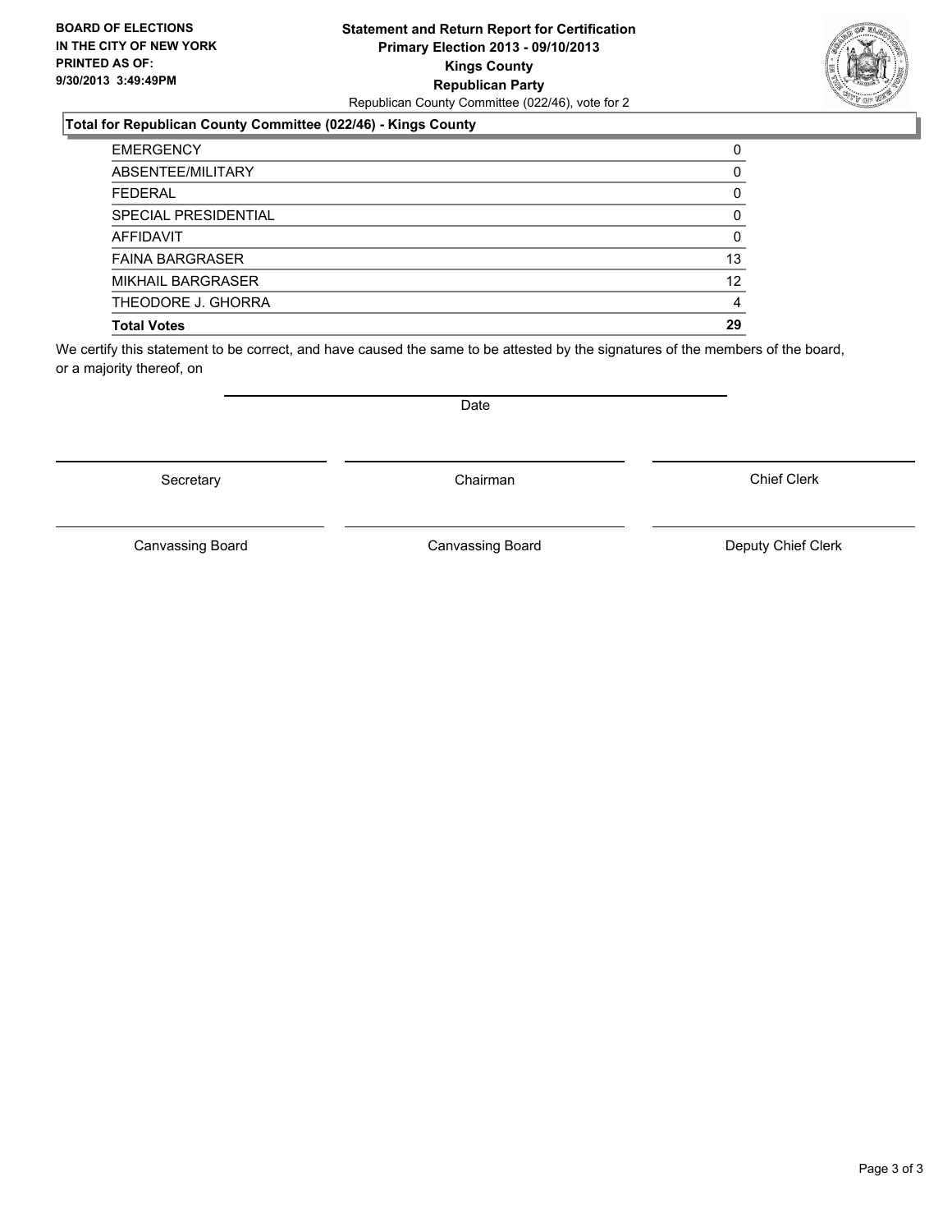**BOARD OF ELECTIONS IN THE CITY OF NEW YORK PRINTED AS OF: 9/30/2013 3:49:49PM**

**Statement and Return Report for Certification**
**Primary Election 2013 - 09/10/2013**
**Kings County**
**Republican Party**
Republican County Committee (022/46), vote for 2

### Total for Republican County Committee (022/46) - Kings County

| | |
|---|---|
| EMERGENCY | 0 |
| ABSENTEE/MILITARY | 0 |
| FEDERAL | 0 |
| SPECIAL PRESIDENTIAL | 0 |
| AFFIDAVIT | 0 |
| FAINA BARGRASER | 13 |
| MIKHAIL BARGRASER | 12 |
| THEODORE J. GHORRA | 4 |
| **Total Votes** | **29** |

We certify this statement to be correct, and have caused the same to be attested by the signatures of the members of the board, or a majority thereof, on

Date

Secretary | Chairman | Chief Clerk

Canvassing Board | Canvassing Board | Deputy Chief Clerk